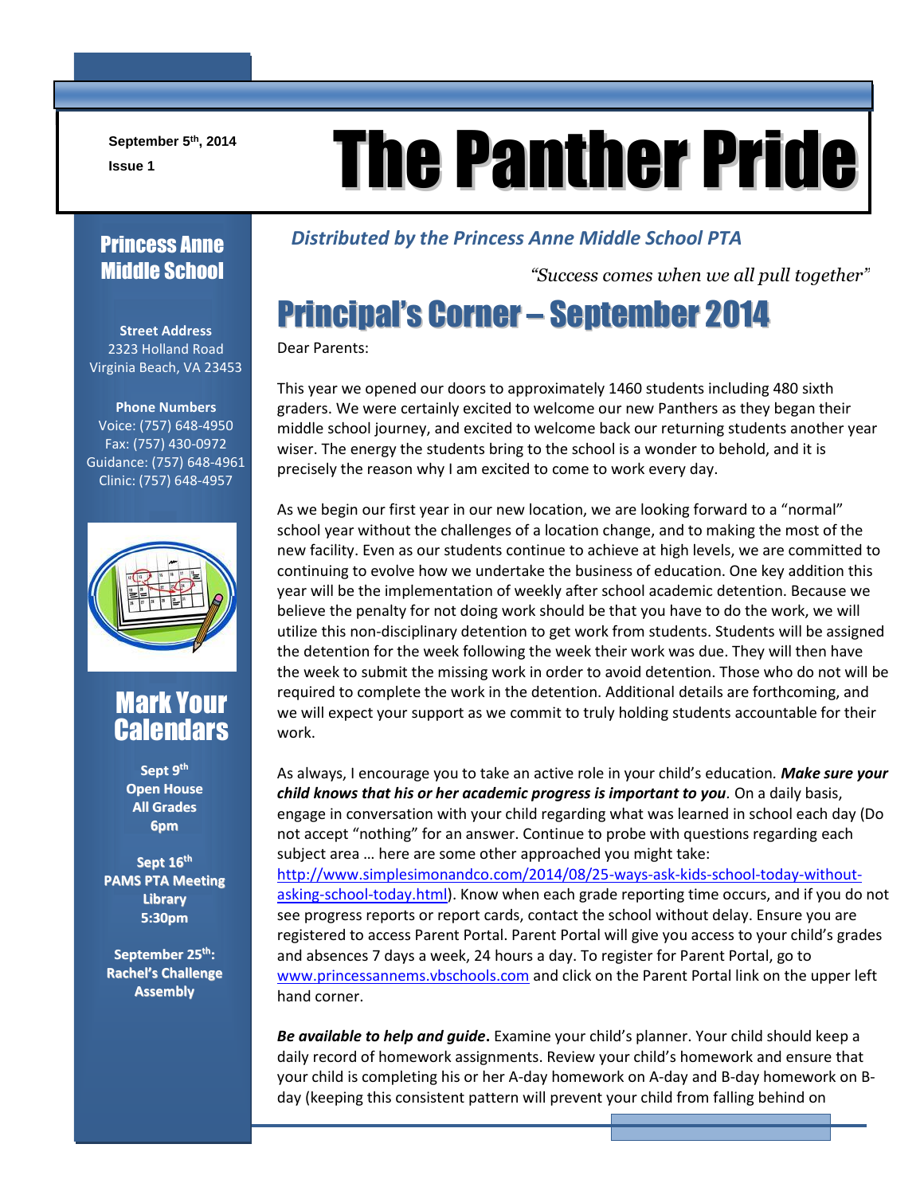September 5th, 2014
Issue 1

# The Panther Pride

*Distributed by the Princess Anne Middle School PTA*

*"Success comes when we all pull together"*

## Princess Anne Middle School

**Street Address**
2323 Holland Road
Virginia Beach, VA 23453

**Phone Numbers**
Voice: (757) 648-4950
Fax: (757) 430-0972
Guidance: (757) 648-4961
Clinic: (757) 648-4957

## Mark Your Calendars

**Sept 9th**
**Open House**
**All Grades**
**6pm**

**Sept 16th**
**PAMS PTA Meeting**
**Library**
**5:30pm**

**September 25th:**
**Rachel's Challenge Assembly**

## Principal's Corner – September 2014

Dear Parents:

This year we opened our doors to approximately 1460 students including 480 sixth graders. We were certainly excited to welcome our new Panthers as they began their middle school journey, and excited to welcome back our returning students another year wiser. The energy the students bring to the school is a wonder to behold, and it is precisely the reason why I am excited to come to work every day.

As we begin our first year in our new location, we are looking forward to a "normal" school year without the challenges of a location change, and to making the most of the new facility. Even as our students continue to achieve at high levels, we are committed to continuing to evolve how we undertake the business of education. One key addition this year will be the implementation of weekly after school academic detention. Because we believe the penalty for not doing work should be that you have to do the work, we will utilize this non-disciplinary detention to get work from students. Students will be assigned the detention for the week following the week their work was due. They will then have the week to submit the missing work in order to avoid detention. Those who do not will be required to complete the work in the detention. Additional details are forthcoming, and we will expect your support as we commit to truly holding students accountable for their work.

As always, I encourage you to take an active role in your child's education. ***Make sure your child knows that his or her academic progress is important to you***. On a daily basis, engage in conversation with your child regarding what was learned in school each day (Do not accept "nothing" for an answer. Continue to probe with questions regarding each subject area … here are some other approached you might take: http://www.simplesimonandco.com/2014/08/25-ways-ask-kids-school-today-without-asking-school-today.html). Know when each grade reporting time occurs, and if you do not see progress reports or report cards, contact the school without delay. Ensure you are registered to access Parent Portal. Parent Portal will give you access to your child's grades and absences 7 days a week, 24 hours a day. To register for Parent Portal, go to www.princessannems.vbschools.com and click on the Parent Portal link on the upper left hand corner.

***Be available to help and guide***. Examine your child's planner. Your child should keep a daily record of homework assignments. Review your child's homework and ensure that your child is completing his or her A-day homework on A-day and B-day homework on B-day (keeping this consistent pattern will prevent your child from falling behind on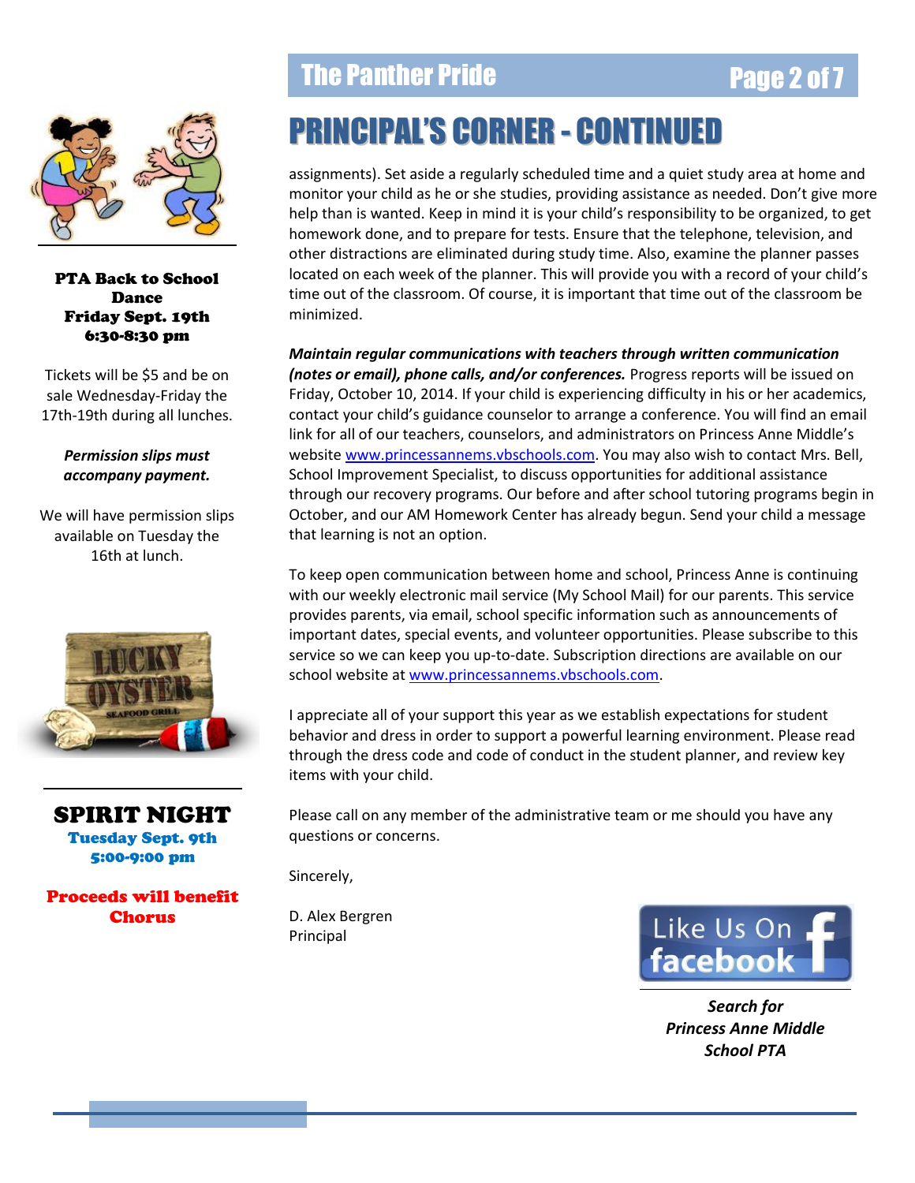# PRINCIPAL'S CORNER - CONTINUED

assignments). Set aside a regularly scheduled time and a quiet study area at home and monitor your child as he or she studies, providing assistance as needed. Don't give more help than is wanted. Keep in mind it is your child's responsibility to be organized, to get homework done, and to prepare for tests. Ensure that the telephone, television, and other distractions are eliminated during study time. Also, examine the planner passes located on each week of the planner. This will provide you with a record of your child's time out of the classroom. Of course, it is important that time out of the classroom be minimized.

***Maintain regular communications with teachers through written communication (notes or email), phone calls, and/or conferences.*** Progress reports will be issued on Friday, October 10, 2014. If your child is experiencing difficulty in his or her academics, contact your child's guidance counselor to arrange a conference. You will find an email link for all of our teachers, counselors, and administrators on Princess Anne Middle's website www.princessannems.vbschools.com. You may also wish to contact Mrs. Bell, School Improvement Specialist, to discuss opportunities for additional assistance through our recovery programs. Our before and after school tutoring programs begin in October, and our AM Homework Center has already begun. Send your child a message that learning is not an option.

To keep open communication between home and school, Princess Anne is continuing with our weekly electronic mail service (My School Mail) for our parents. This service provides parents, via email, school specific information such as announcements of important dates, special events, and volunteer opportunities. Please subscribe to this service so we can keep you up-to-date. Subscription directions are available on our school website at www.princessannems.vbschools.com.

I appreciate all of your support this year as we establish expectations for student behavior and dress in order to support a powerful learning environment. Please read through the dress code and code of conduct in the student planner, and review key items with your child.

Please call on any member of the administrative team or me should you have any questions or concerns.

Sincerely,

D. Alex Bergren
Principal

**PTA Back to School Dance**
**Friday Sept. 19th**
**6:30-8:30 pm**

Tickets will be $5 and be on sale Wednesday-Friday the 17th-19th during all lunches.

***Permission slips must accompany payment.***

We will have permission slips available on Tuesday the 16th at lunch.

LUCKY OYSTER SEAFOOD GRILL

**SPIRIT NIGHT**
**Tuesday Sept. 9th**
**5:00-9:00 pm**

**Proceeds will benefit Chorus**

Like Us On facebook

***Search for Princess Anne Middle School PTA***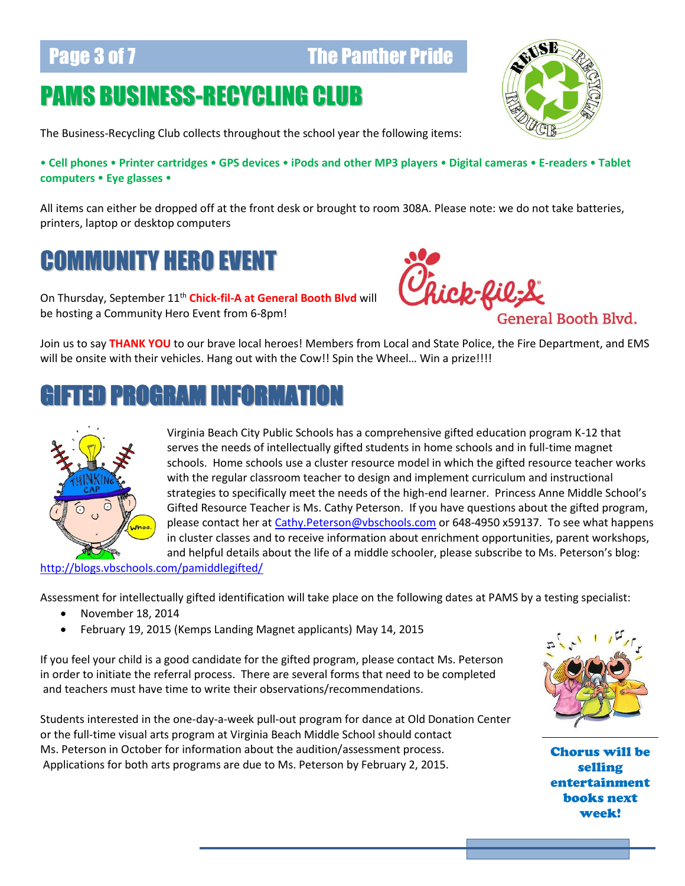# PAMS BUSINESS-RECYCLING CLUB

The Business-Recycling Club collects throughout the school year the following items:

**• Cell phones • Printer cartridges • GPS devices • iPods and other MP3 players • Digital cameras • E-readers • Tablet computers • Eye glasses •**

All items can either be dropped off at the front desk or brought to room 308A. Please note: we do not take batteries, printers, laptop or desktop computers

# COMMUNITY HERO EVENT

On Thursday, September 11th **Chick-fil-A at General Booth Blvd** will be hosting a Community Hero Event from 6-8pm!

Join us to say **THANK YOU** to our brave local heroes! Members from Local and State Police, the Fire Department, and EMS will be onsite with their vehicles. Hang out with the Cow!! Spin the Wheel… Win a prize!!!!

# GIFTED PROGRAM INFORMATION

Virginia Beach City Public Schools has a comprehensive gifted education program K-12 that serves the needs of intellectually gifted students in home schools and in full-time magnet schools. Home schools use a cluster resource model in which the gifted resource teacher works with the regular classroom teacher to design and implement curriculum and instructional strategies to specifically meet the needs of the high-end learner. Princess Anne Middle School's Gifted Resource Teacher is Ms. Cathy Peterson. If you have questions about the gifted program, please contact her at Cathy.Peterson@vbschools.com or 648-4950 x59137. To see what happens in cluster classes and to receive information about enrichment opportunities, parent workshops, and helpful details about the life of a middle schooler, please subscribe to Ms. Peterson's blog: http://blogs.vbschools.com/pamiddlegifted/

Assessment for intellectually gifted identification will take place on the following dates at PAMS by a testing specialist:

- November 18, 2014
- February 19, 2015 (Kemps Landing Magnet applicants) May 14, 2015

If you feel your child is a good candidate for the gifted program, please contact Ms. Peterson in order to initiate the referral process. There are several forms that need to be completed and teachers must have time to write their observations/recommendations.

Students interested in the one-day-a-week pull-out program for dance at Old Donation Center or the full-time visual arts program at Virginia Beach Middle School should contact Ms. Peterson in October for information about the audition/assessment process. Applications for both arts programs are due to Ms. Peterson by February 2, 2015.

**Chorus will be selling entertainment books next week!**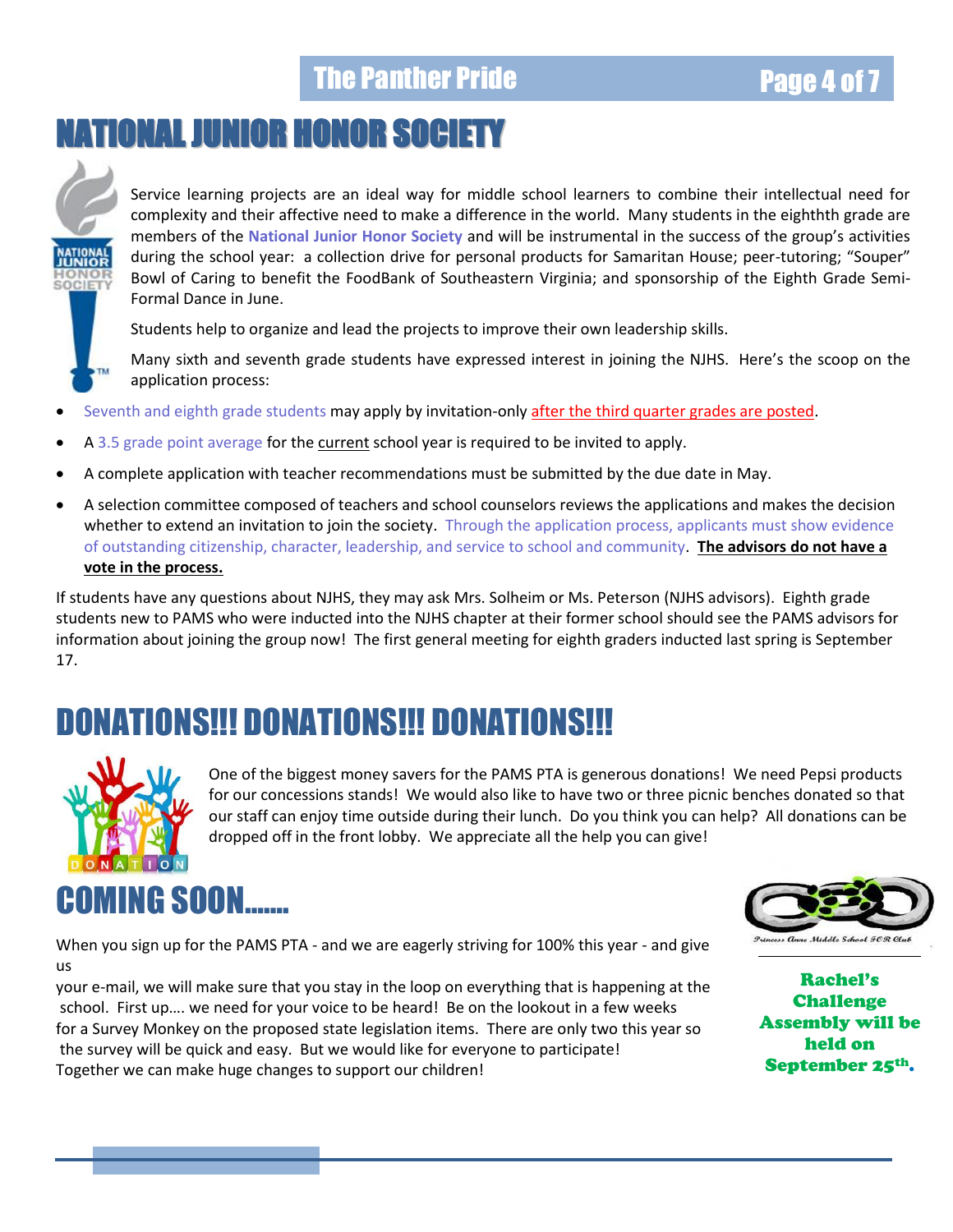# NATIONAL JUNIOR HONOR SOCIETY

Service learning projects are an ideal way for middle school learners to combine their intellectual need for complexity and their affective need to make a difference in the world. Many students in the eighthth grade are members of the **National Junior Honor Society** and will be instrumental in the success of the group's activities during the school year: a collection drive for personal products for Samaritan House; peer-tutoring; "Souper" Bowl of Caring to benefit the FoodBank of Southeastern Virginia; and sponsorship of the Eighth Grade Semi-Formal Dance in June.

Students help to organize and lead the projects to improve their own leadership skills.

Many sixth and seventh grade students have expressed interest in joining the NJHS. Here's the scoop on the application process:

- Seventh and eighth grade students may apply by invitation-only after the third quarter grades are posted.
- A 3.5 grade point average for the current school year is required to be invited to apply.
- A complete application with teacher recommendations must be submitted by the due date in May.
- A selection committee composed of teachers and school counselors reviews the applications and makes the decision whether to extend an invitation to join the society. Through the application process, applicants must show evidence of outstanding citizenship, character, leadership, and service to school and community. **The advisors do not have a vote in the process.**

If students have any questions about NJHS, they may ask Mrs. Solheim or Ms. Peterson (NJHS advisors). Eighth grade students new to PAMS who were inducted into the NJHS chapter at their former school should see the PAMS advisors for information about joining the group now! The first general meeting for eighth graders inducted last spring is September 17.

# DONATIONS!!! DONATIONS!!! DONATIONS!!!

One of the biggest money savers for the PAMS PTA is generous donations! We need Pepsi products for our concessions stands! We would also like to have two or three picnic benches donated so that our staff can enjoy time outside during their lunch. Do you think you can help? All donations can be dropped off in the front lobby. We appreciate all the help you can give!

# COMING SOON.......

When you sign up for the PAMS PTA - and we are eagerly striving for 100% this year - and give us your e-mail, we will make sure that you stay in the loop on everything that is happening at the school. First up…. we need for your voice to be heard! Be on the lookout in a few weeks for a Survey Monkey on the proposed state legislation items. There are only two this year so the survey will be quick and easy. But we would like for everyone to participate! Together we can make huge changes to support our children!

Princess Anne Middle School FCR Club

**Rachel's Challenge Assembly will be held on September 25th.**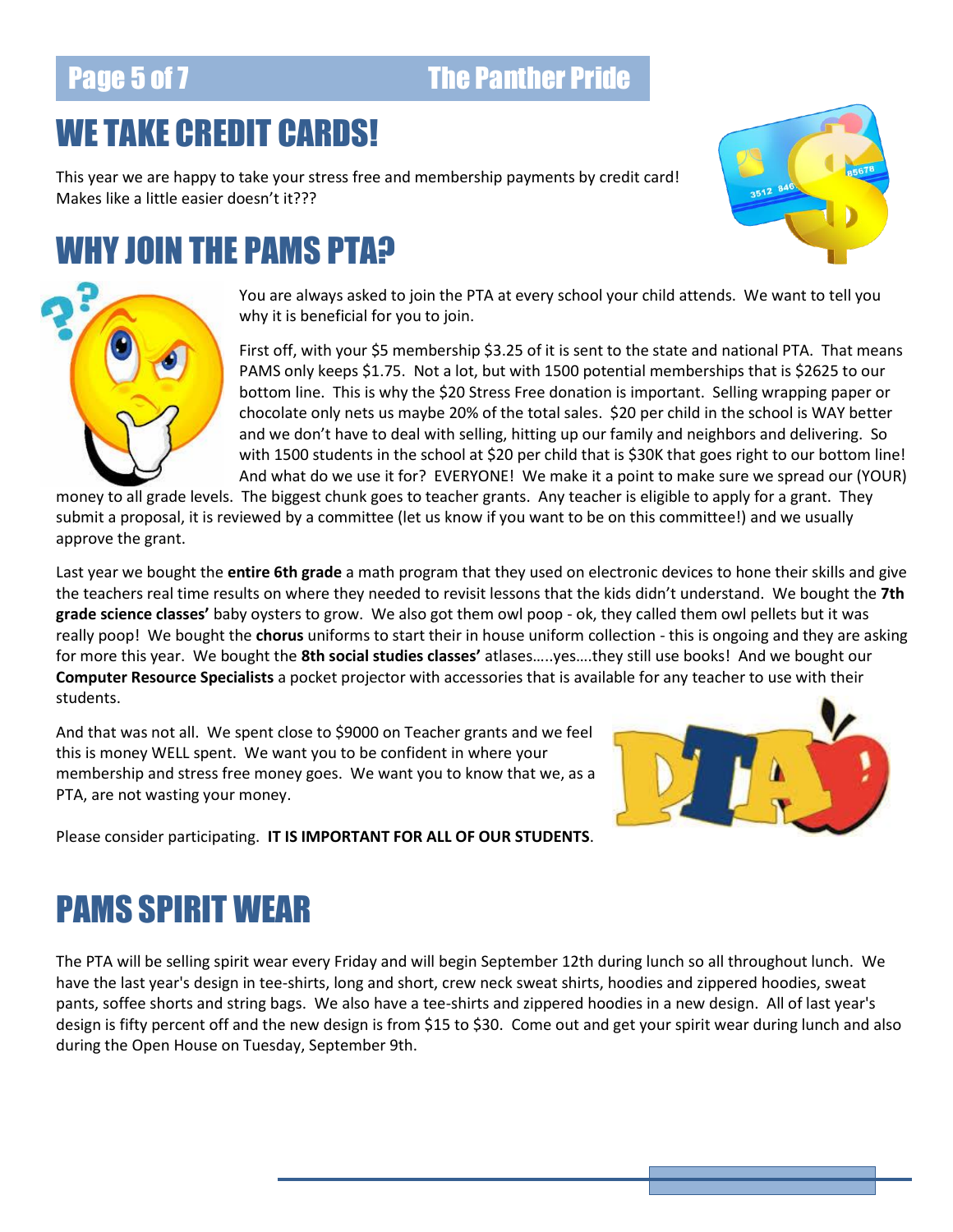# WE TAKE CREDIT CARDS!

This year we are happy to take your stress free and membership payments by credit card! Makes like a little easier doesn't it???

# WHY JOIN THE PAMS PTA?

You are always asked to join the PTA at every school your child attends. We want to tell you why it is beneficial for you to join.

First off, with your $5 membership $3.25 of it is sent to the state and national PTA. That means PAMS only keeps $1.75. Not a lot, but with 1500 potential memberships that is $2625 to our bottom line. This is why the $20 Stress Free donation is important. Selling wrapping paper or chocolate only nets us maybe 20% of the total sales. $20 per child in the school is WAY better and we don't have to deal with selling, hitting up our family and neighbors and delivering. So with 1500 students in the school at $20 per child that is $30K that goes right to our bottom line! And what do we use it for? EVERYONE! We make it a point to make sure we spread our (YOUR) money to all grade levels. The biggest chunk goes to teacher grants. Any teacher is eligible to apply for a grant. They submit a proposal, it is reviewed by a committee (let us know if you want to be on this committee!) and we usually approve the grant.

Last year we bought the **entire 6th grade** a math program that they used on electronic devices to hone their skills and give the teachers real time results on where they needed to revisit lessons that the kids didn't understand. We bought the **7th grade science classes'** baby oysters to grow. We also got them owl poop - ok, they called them owl pellets but it was really poop! We bought the **chorus** uniforms to start their in house uniform collection - this is ongoing and they are asking for more this year. We bought the **8th social studies classes'** atlases…..yes….they still use books! And we bought our **Computer Resource Specialists** a pocket projector with accessories that is available for any teacher to use with their students.

And that was not all. We spent close to $9000 on Teacher grants and we feel this is money WELL spent. We want you to be confident in where your membership and stress free money goes. We want you to know that we, as a PTA, are not wasting your money.

Please consider participating. **IT IS IMPORTANT FOR ALL OF OUR STUDENTS**.

# PAMS SPIRIT WEAR

The PTA will be selling spirit wear every Friday and will begin September 12th during lunch so all throughout lunch. We have the last year's design in tee-shirts, long and short, crew neck sweat shirts, hoodies and zippered hoodies, sweat pants, soffee shorts and string bags. We also have a tee-shirts and zippered hoodies in a new design. All of last year's design is fifty percent off and the new design is from $15 to $30. Come out and get your spirit wear during lunch and also during the Open House on Tuesday, September 9th.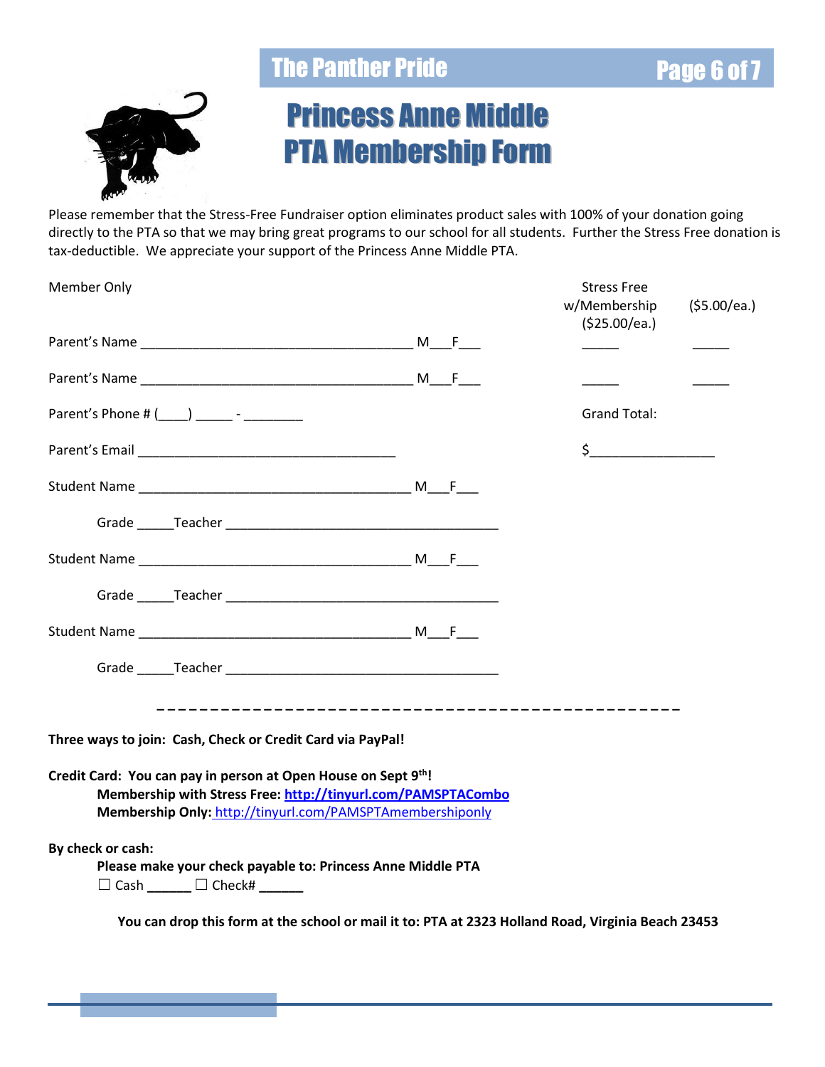# Princess Anne Middle PTA Membership Form

Please remember that the Stress-Free Fundraiser option eliminates product sales with 100% of your donation going directly to the PTA so that we may bring great programs to our school for all students. Further the Stress Free donation is tax-deductible. We appreciate your support of the Princess Anne Middle PTA.

| Member Only | | Stress Free w/Membership ($25.00/ea.) | ($5.00/ea.) |
|---|---|---|---|
| Parent's Name ______________________________________ | M___F___ | _____ | _____ |
| Parent's Name ______________________________________ | M___F___ | _____ | _____ |
| Parent's Phone # (____) _____ - ________ | | Grand Total: | |
| Parent's Email ___________________________________ | | $________________ | |
| Student Name ______________________________________ | M___F___ | | |
| Grade _____Teacher ______________________________________ | | | |
| Student Name ______________________________________ | M___F___ | | |
| Grade _____Teacher ______________________________________ | | | |
| Student Name ______________________________________ | M___F___ | | |
| Grade _____Teacher ______________________________________ | | | |

---

**Three ways to join: Cash, Check or Credit Card via PayPal!**

**Credit Card: You can pay in person at Open House on Sept 9th!**

**Membership with Stress Free: http://tinyurl.com/PAMSPTACombo**

**Membership Only:** http://tinyurl.com/PAMSPTAmembershiponly

**By check or cash:**

**Please make your check payable to: Princess Anne Middle PTA**

☐ Cash ______ ☐ Check# ______

**You can drop this form at the school or mail it to: PTA at 2323 Holland Road, Virginia Beach 23453**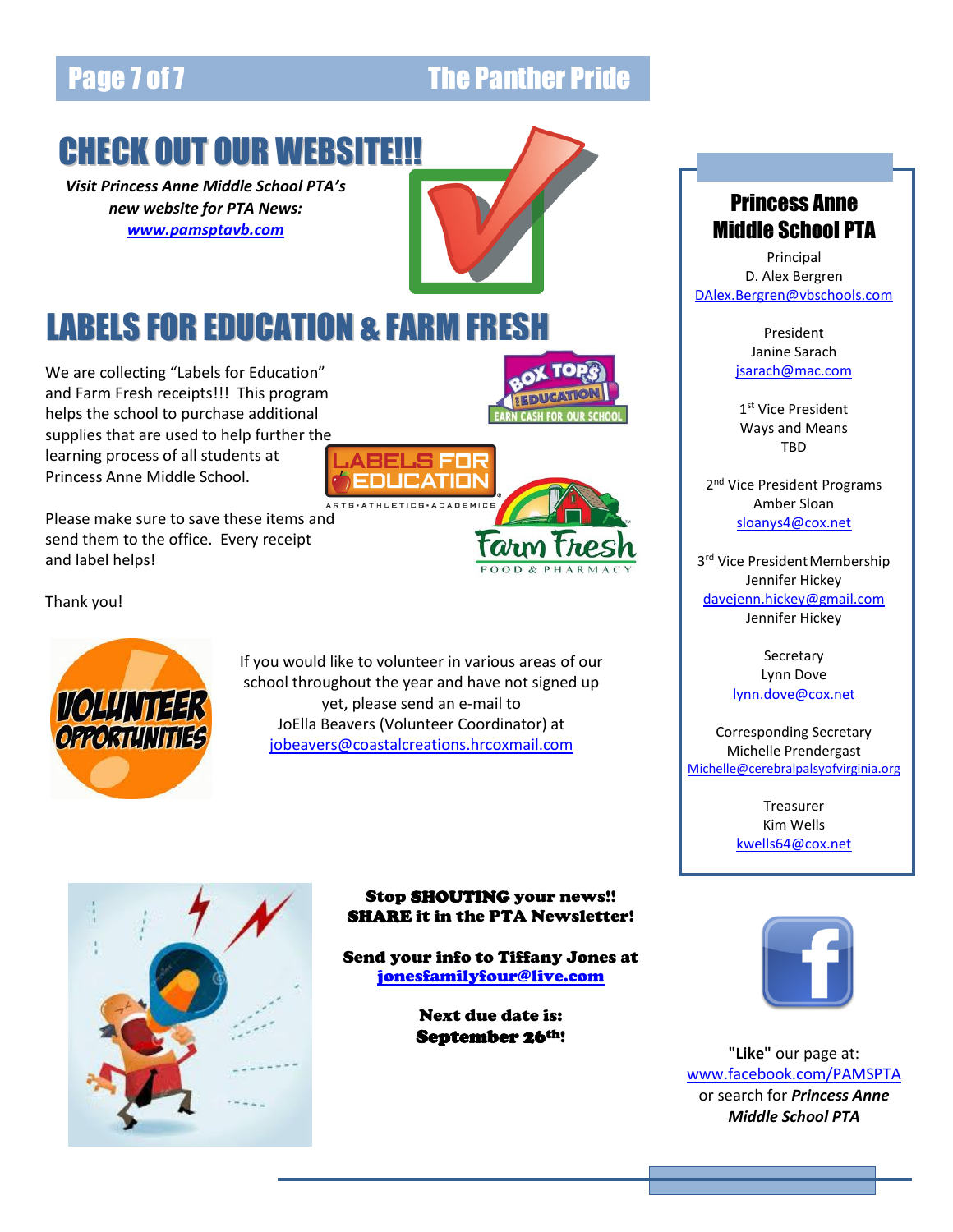# CHECK OUT OUR WEBSITE!!!

*Visit Princess Anne Middle School PTA's new website for PTA News:*
***www.pamsptavb.com***

# LABELS FOR EDUCATION & FARM FRESH

We are collecting "Labels for Education" and Farm Fresh receipts!!! This program helps the school to purchase additional supplies that are used to help further the learning process of all students at Princess Anne Middle School.

Please make sure to save these items and send them to the office. Every receipt and label helps!

Thank you!

If you would like to volunteer in various areas of our school throughout the year and have not signed up yet, please send an e-mail to JoElla Beavers (Volunteer Coordinator) at jobeavers@coastalcreations.hrcoxmail.com

**Stop SHOUTING your news!!**
**SHARE it in the PTA Newsletter!**

**Send your info to Tiffany Jones at jonesfamilyfour@live.com**

**Next due date is:**
**September 26th!**

## Princess Anne Middle School PTA

Principal
D. Alex Bergren
DAlex.Bergren@vbschools.com

President
Janine Sarach
jsarach@mac.com

1st Vice President
Ways and Means
TBD

2nd Vice President Programs
Amber Sloan
sloanys4@cox.net

3rd Vice President Membership
Jennifer Hickey
davejenn.hickey@gmail.com
Jennifer Hickey

Secretary
Lynn Dove
lynn.dove@cox.net

Corresponding Secretary
Michelle Prendergast
Michelle@cerebralpalsyofvirginia.org

Treasurer
Kim Wells
kwells64@cox.net

**"Like"** our page at:
www.facebook.com/PAMSPTA
or search for ***Princess Anne Middle School PTA***